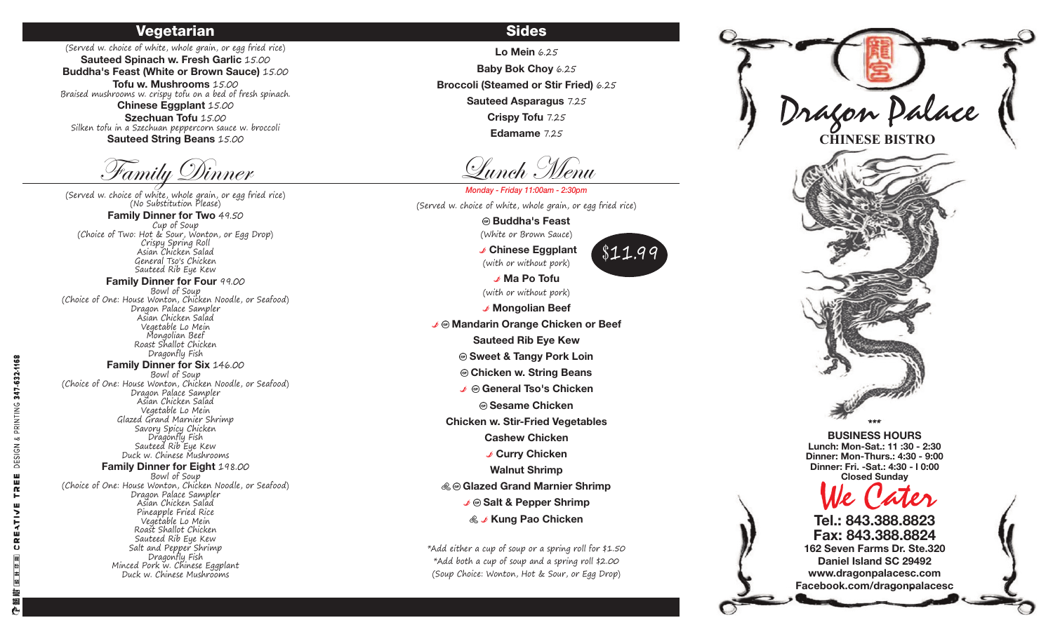## Vegetarian

(Served w. choice of white, whole grain, or egg fried rice)

**Sauteed Spinach w. Fresh Garlic** 15.00
**Buddha's Feast (White or Brown Sauce)** 15.00
**Tofu w. Mushrooms** 15.00
Braised mushrooms w. crispy tofu on a bed of fresh spinach.
**Chinese Eggplant** 15.00
**Szechuan Tofu** 15.00
Silken tofu in a Szechuan peppercorn sauce w. broccoli
**Sauteed String Beans** 15.00

## Family Dinner

(Served w. choice of white, whole grain, or egg fried rice)
(No Substitution Please)

**Family Dinner for Two** 49.50
Cup of Soup
(Choice of Two: Hot & Sour, Wonton, or Egg Drop)
Crispy Spring Roll
Asian Chicken Salad
General Tso's Chicken
Sauteed Rib Eye Kew

**Family Dinner for Four** 99.00
Bowl of Soup
(Choice of One: House Wonton, Chicken Noodle, or Seafood)
Dragon Palace Sampler
Asian Chicken Salad
Vegetable Lo Mein
Mongolian Beef
Roast Shallot Chicken
Dragonfly Fish

**Family Dinner for Six** 146.00
Bowl of Soup
(Choice of One: House Wonton, Chicken Noodle, or Seafood)
Dragon Palace Sampler
Asian Chicken Salad
Vegetable Lo Mein
Glazed Grand Marnier Shrimp
Savory Spicy Chicken
Dragonfly Fish
Sauteed Rib Eye Kew
Duck w. Chinese Mushrooms

**Family Dinner for Eight** 198.00
Bowl of Soup
(Choice of One: House Wonton, Chicken Noodle, or Seafood)
Dragon Palace Sampler
Asian Chicken Salad
Pineapple Fried Rice
Vegetable Lo Mein
Roast Shallot Chicken
Sauteed Rib Eye Kew
Salt and Pepper Shrimp
Dragonfly Fish
Minced Pork w. Chinese Eggplant
Duck w. Chinese Mushrooms

## Sides

**Lo Mein** 6.25
**Baby Bok Choy** 6.25
**Broccoli (Steamed or Stir Fried)** 6.25
**Sauteed Asparagus** 7.25
**Crispy Tofu** 7.25
**Edamame** 7.25

## Lunch Menu

*Monday - Friday 11:00am - 2:30pm*

(Served w. choice of white, whole grain, or egg fried rice)

$11.99

**Buddha's Feast**
(White or Brown Sauce)
**Chinese Eggplant**
(with or without pork)
**Ma Po Tofu**
(with or without pork)
**Mongolian Beef**
**Mandarin Orange Chicken or Beef**
**Sauteed Rib Eye Kew**
**Sweet & Tangy Pork Loin**
**Chicken w. String Beans**
**General Tso's Chicken**
**Sesame Chicken**
**Chicken w. Stir-Fried Vegetables**
**Cashew Chicken**
**Curry Chicken**
**Walnut Shrimp**
**Glazed Grand Marnier Shrimp**
**Salt & Pepper Shrimp**
**Kung Pao Chicken**

*Add either a cup of soup or a spring roll for $1.50
*Add both a cup of soup and a spring roll $2.00
(Soup Choice: Wonton, Hot & Sour, or Egg Drop)

# Dragon Palace
## CHINESE BISTRO

***

**BUSINESS HOURS**
**Lunch: Mon-Sat.: 11 :30 - 2:30**
**Dinner: Mon-Thurs.: 4:30 - 9:00**
**Dinner: Fri. -Sat.: 4:30 - 10:00**
**Closed Sunday**

## We Cater

**Tel.: 843.388.8823**
**Fax: 843.388.8824**
**162 Seven Farms Dr. Ste.320**
**Daniel Island SC 29492**
**www.dragonpalacesc.com**
**Facebook.com/dragonpalacesc**

CREATIVE TREE DESIGN & PRINTING 347-632-1168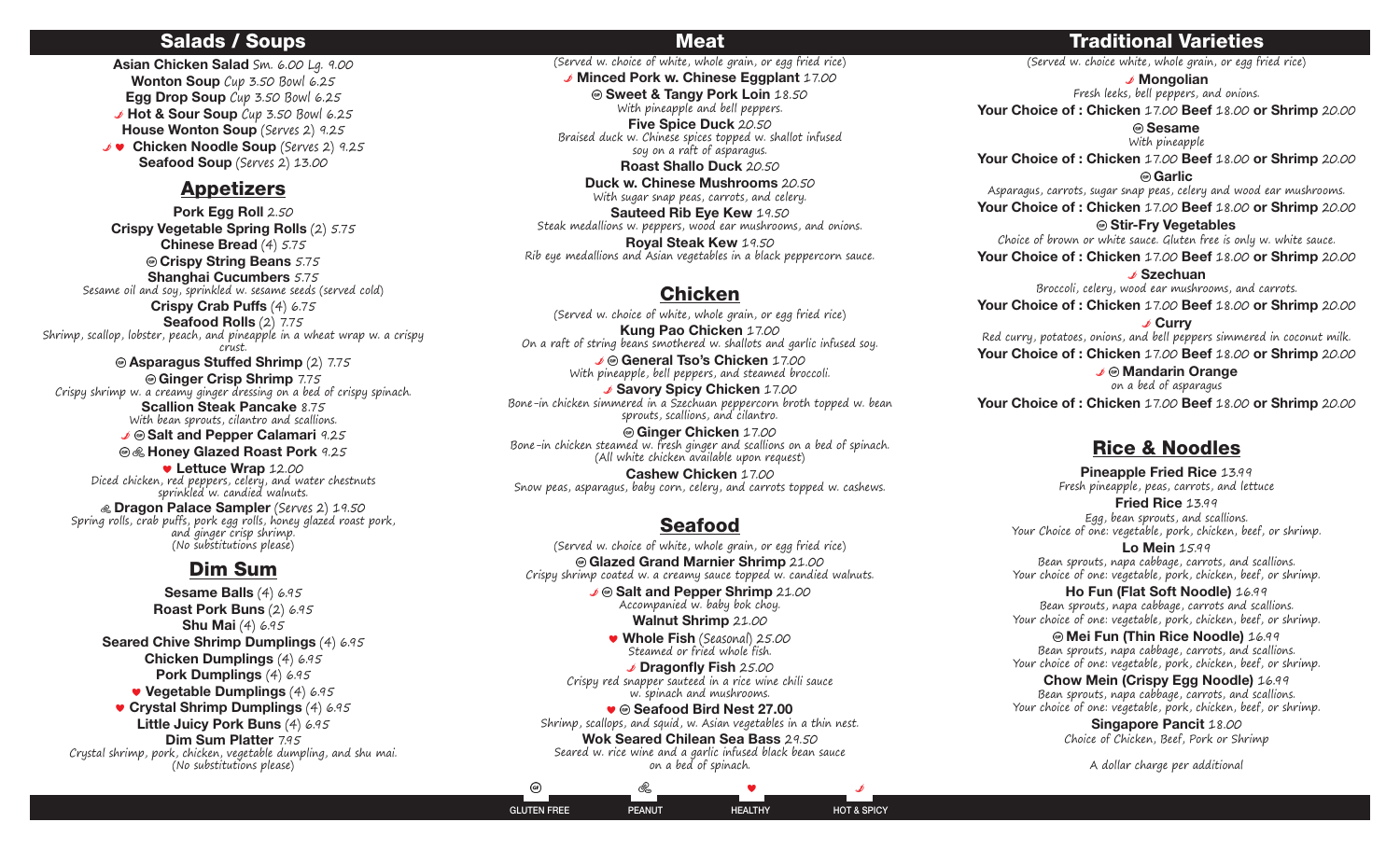## Salads / Soups

**Asian Chicken Salad** Sm. 6.00 Lg. 9.00
**Wonton Soup** Cup 3.50 Bowl 6.25
**Egg Drop Soup** Cup 3.50 Bowl 6.25
🌶 **Hot & Sour Soup** Cup 3.50 Bowl 6.25
**House Wonton Soup** (Serves 2) 9.25
🌶 ♥ **Chicken Noodle Soup** (Serves 2) 9.25
**Seafood Soup** (Serves 2) 13.00

## Appetizers

**Pork Egg Roll** 2.50
**Crispy Vegetable Spring Rolls** (2) 5.75
**Chinese Bread** (4) 5.75
GF **Crispy String Beans** 5.75
**Shanghai Cucumbers** 5.75
Sesame oil and soy, sprinkled w. sesame seeds (served cold)
**Crispy Crab Puffs** (4) 6.75
**Seafood Rolls** (2) 7.75
Shrimp, scallop, lobster, peach, and pineapple in a wheat wrap w. a crispy crust.
GF **Asparagus Stuffed Shrimp** (2) 7.75
GF **Ginger Crisp Shrimp** 7.75
Crispy shrimp w. a creamy ginger dressing on a bed of crispy spinach.
**Scallion Steak Pancake** 8.75
With bean sprouts, cilantro and scallions.
🌶 GF **Salt and Pepper Calamari** 9.25
GF Peanut **Honey Glazed Roast Pork** 9.25
♥ **Lettuce Wrap** 12.00
Diced chicken, red peppers, celery, and water chestnuts sprinkled w. candied walnuts.
Peanut **Dragon Palace Sampler** (Serves 2) 19.50
Spring rolls, crab puffs, pork egg rolls, honey glazed roast pork, and ginger crisp shrimp.
(No substitutions please)

## Dim Sum

**Sesame Balls** (4) 6.95
**Roast Pork Buns** (2) 6.95
**Shu Mai** (4) 6.95
**Seared Chive Shrimp Dumplings** (4) 6.95
**Chicken Dumplings** (4) 6.95
**Pork Dumplings** (4) 6.95
♥ **Vegetable Dumplings** (4) 6.95
♥ **Crystal Shrimp Dumplings** (4) 6.95
**Little Juicy Pork Buns** (4) 6.95
**Dim Sum Platter** 7.95
Crystal shrimp, pork, chicken, vegetable dumpling, and shu mai.
(No substitutions please)

## Meat

(Served w. choice of white, whole grain, or egg fried rice)

🌶 **Minced Pork w. Chinese Eggplant** 17.00
GF **Sweet & Tangy Pork Loin** 18.50
With pineapple and bell peppers.
**Five Spice Duck** 20.50
Braised duck w. Chinese spices topped w. shallot infused soy on a raft of asparagus.
**Roast Shallo Duck** 20.50
**Duck w. Chinese Mushrooms** 20.50
With sugar snap peas, carrots, and celery.
**Sauteed Rib Eye Kew** 19.50
Steak medallions w. peppers, wood ear mushrooms, and onions.
**Royal Steak Kew** 19.50
Rib eye medallions and Asian vegetables in a black peppercorn sauce.

## Chicken

(Served w. choice of white, whole grain, or egg fried rice)

**Kung Pao Chicken** 17.00
On a raft of string beans smothered w. shallots and garlic infused soy.
🌶 GF **General Tso's Chicken** 17.00
With pineapple, bell peppers, and steamed broccoli.
🌶 **Savory Spicy Chicken** 17.00
Bone-in chicken simmered in a Szechuan peppercorn broth topped w. bean sprouts, scallions, and cilantro.
GF **Ginger Chicken** 17.00
Bone-in chicken steamed w. fresh ginger and scallions on a bed of spinach.
(All white chicken available upon request)
**Cashew Chicken** 17.00
Snow peas, asparagus, baby corn, celery, and carrots topped w. cashews.

## Seafood

(Served w. choice of white, whole grain, or egg fried rice)

GF **Glazed Grand Marnier Shrimp** 21.00
Crispy shrimp coated w. a creamy sauce topped w. candied walnuts.
🌶 GF **Salt and Pepper Shrimp** 21.00
Accompanied w. baby bok choy.
**Walnut Shrimp** 21.00
♥ **Whole Fish** (Seasonal) 25.00
Steamed or fried whole fish.
🌶 **Dragonfly Fish** 25.00
Crispy red snapper sauteed in a rice wine chili sauce w. spinach and mushrooms.
♥ GF **Seafood Bird Nest 27.00**
Shrimp, scallops, and squid, w. Asian vegetables in a thin nest.
**Wok Seared Chilean Sea Bass** 29.50
Seared w. rice wine and a garlic infused black bean sauce on a bed of spinach.

## Traditional Varieties

(Served w. choice white, whole grain, or egg fried rice)

🌶 **Mongolian**
Fresh leeks, bell peppers, and onions.
**Your Choice of : Chicken** 17.00 **Beef** 18.00 **or Shrimp** 20.00

GF **Sesame**
With pineapple
**Your Choice of : Chicken** 17.00 **Beef** 18.00 **or Shrimp** 20.00

GF **Garlic**
Asparagus, carrots, sugar snap peas, celery and wood ear mushrooms.
**Your Choice of : Chicken** 17.00 **Beef** 18.00 **or Shrimp** 20.00

GF **Stir-Fry Vegetables**
Choice of brown or white sauce. Gluten free is only w. white sauce.
**Your Choice of : Chicken** 17.00 **Beef** 18.00 **or Shrimp** 20.00

🌶 **Szechuan**
Broccoli, celery, wood ear mushrooms, and carrots.
**Your Choice of : Chicken** 17.00 **Beef** 18.00 **or Shrimp** 20.00

🌶 **Curry**
Red curry, potatoes, onions, and bell peppers simmered in coconut milk.
**Your Choice of : Chicken** 17.00 **Beef** 18.00 **or Shrimp** 20.00

🌶 GF **Mandarin Orange**
on a bed of asparagus
**Your Choice of : Chicken** 17.00 **Beef** 18.00 **or Shrimp** 20.00

## Rice & Noodles

**Pineapple Fried Rice** 13.99
Fresh pineapple, peas, carrots, and lettuce
**Fried Rice** 13.99
Egg, bean sprouts, and scallions.
Your Choice of one: vegetable, pork, chicken, beef, or shrimp.
**Lo Mein** 15.99
Bean sprouts, napa cabbage, carrots, and scallions.
Your choice of one: vegetable, pork, chicken, beef, or shrimp.
**Ho Fun (Flat Soft Noodle)** 16.99
Bean sprouts, napa cabbage, carrots and scallions.
Your choice of one: vegetable, pork, chicken, beef, or shrimp.
GF **Mei Fun (Thin Rice Noodle)** 16.99
Bean sprouts, napa cabbage, carrots, and scallions.
Your choice of one: vegetable, pork, chicken, beef, or shrimp.
**Chow Mein (Crispy Egg Noodle)** 16.99
Bean sprouts, napa cabbage, carrots, and scallions.
Your choice of one: vegetable, pork, chicken, beef, or shrimp.
**Singapore Pancit** 18.00
Choice of Chicken, Beef, Pork or Shrimp

A dollar charge per additional

GF GLUTEN FREE | Peanut PEANUT | ♥ HEALTHY | 🌶 HOT & SPICY